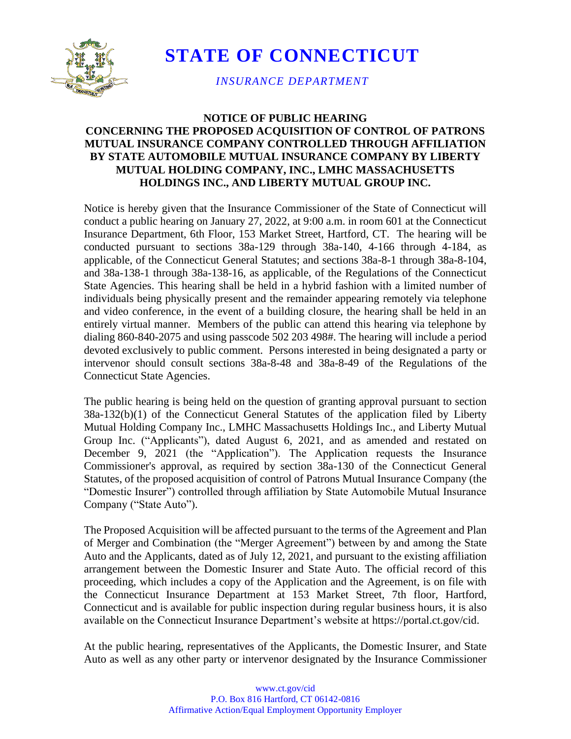# STATE OF CONNECTICUT

*INSURANCE DEPARTMENT*

## NOTICE OF PUBLIC HEARING
## CONCERNING THE PROPOSED ACQUISITION OF CONTROL OF PATRONS MUTUAL INSURANCE COMPANY CONTROLLED THROUGH AFFILIATION BY STATE AUTOMOBILE MUTUAL INSURANCE COMPANY BY LIBERTY MUTUAL HOLDING COMPANY, INC., LMHC MASSACHUSETTS HOLDINGS INC., AND LIBERTY MUTUAL GROUP INC.

Notice is hereby given that the Insurance Commissioner of the State of Connecticut will conduct a public hearing on January 27, 2022, at 9:00 a.m. in room 601 at the Connecticut Insurance Department, 6th Floor, 153 Market Street, Hartford, CT. The hearing will be conducted pursuant to sections 38a-129 through 38a-140, 4-166 through 4-184, as applicable, of the Connecticut General Statutes; and sections 38a-8-1 through 38a-8-104, and 38a-138-1 through 38a-138-16, as applicable, of the Regulations of the Connecticut State Agencies. This hearing shall be held in a hybrid fashion with a limited number of individuals being physically present and the remainder appearing remotely via telephone and video conference, in the event of a building closure, the hearing shall be held in an entirely virtual manner. Members of the public can attend this hearing via telephone by dialing 860-840-2075 and using passcode 502 203 498#. The hearing will include a period devoted exclusively to public comment. Persons interested in being designated a party or intervenor should consult sections 38a-8-48 and 38a-8-49 of the Regulations of the Connecticut State Agencies.

The public hearing is being held on the question of granting approval pursuant to section 38a-132(b)(1) of the Connecticut General Statutes of the application filed by Liberty Mutual Holding Company Inc., LMHC Massachusetts Holdings Inc., and Liberty Mutual Group Inc. ("Applicants"), dated August 6, 2021, and as amended and restated on December 9, 2021 (the "Application"). The Application requests the Insurance Commissioner's approval, as required by section 38a-130 of the Connecticut General Statutes, of the proposed acquisition of control of Patrons Mutual Insurance Company (the "Domestic Insurer") controlled through affiliation by State Automobile Mutual Insurance Company ("State Auto").

The Proposed Acquisition will be affected pursuant to the terms of the Agreement and Plan of Merger and Combination (the "Merger Agreement") between by and among the State Auto and the Applicants, dated as of July 12, 2021, and pursuant to the existing affiliation arrangement between the Domestic Insurer and State Auto. The official record of this proceeding, which includes a copy of the Application and the Agreement, is on file with the Connecticut Insurance Department at 153 Market Street, 7th floor, Hartford, Connecticut and is available for public inspection during regular business hours, it is also available on the Connecticut Insurance Department's website at https://portal.ct.gov/cid.

At the public hearing, representatives of the Applicants, the Domestic Insurer, and State Auto as well as any other party or intervenor designated by the Insurance Commissioner

www.ct.gov/cid
P.O. Box 816 Hartford, CT 06142-0816
Affirmative Action/Equal Employment Opportunity Employer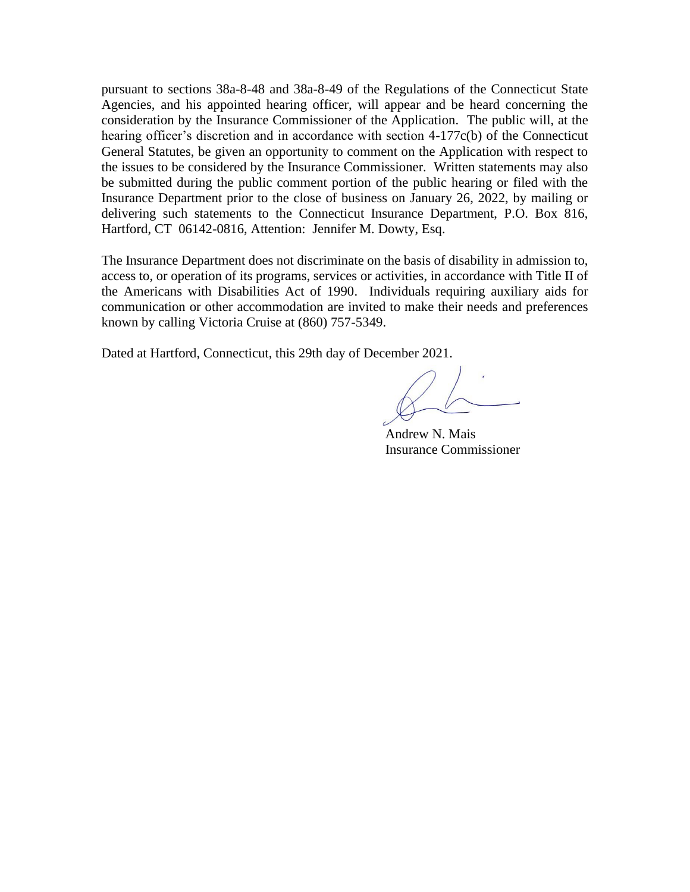pursuant to sections 38a-8-48 and 38a-8-49 of the Regulations of the Connecticut State Agencies, and his appointed hearing officer, will appear and be heard concerning the consideration by the Insurance Commissioner of the Application. The public will, at the hearing officer's discretion and in accordance with section 4-177c(b) of the Connecticut General Statutes, be given an opportunity to comment on the Application with respect to the issues to be considered by the Insurance Commissioner. Written statements may also be submitted during the public comment portion of the public hearing or filed with the Insurance Department prior to the close of business on January 26, 2022, by mailing or delivering such statements to the Connecticut Insurance Department, P.O. Box 816, Hartford, CT 06142-0816, Attention: Jennifer M. Dowty, Esq.

The Insurance Department does not discriminate on the basis of disability in admission to, access to, or operation of its programs, services or activities, in accordance with Title II of the Americans with Disabilities Act of 1990. Individuals requiring auxiliary aids for communication or other accommodation are invited to make their needs and preferences known by calling Victoria Cruise at (860) 757-5349.

Dated at Hartford, Connecticut, this 29th day of December 2021.

Andrew N. Mais
Insurance Commissioner